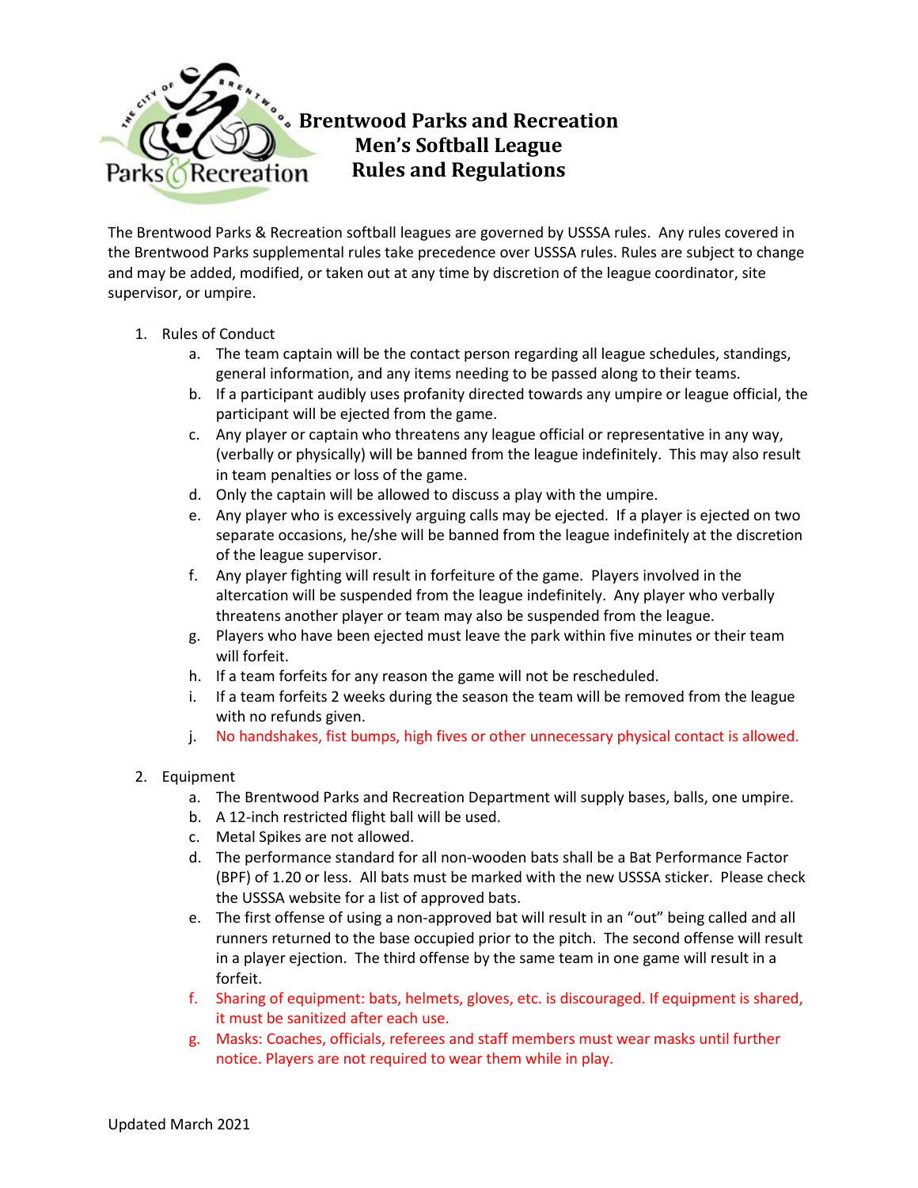# Brentwood Parks and Recreation
# Men's Softball League
# Rules and Regulations

The Brentwood Parks & Recreation softball leagues are governed by USSSA rules. Any rules covered in the Brentwood Parks supplemental rules take precedence over USSSA rules. Rules are subject to change and may be added, modified, or taken out at any time by discretion of the league coordinator, site supervisor, or umpire.

1. Rules of Conduct
   a. The team captain will be the contact person regarding all league schedules, standings, general information, and any items needing to be passed along to their teams.
   b. If a participant audibly uses profanity directed towards any umpire or league official, the participant will be ejected from the game.
   c. Any player or captain who threatens any league official or representative in any way, (verbally or physically) will be banned from the league indefinitely. This may also result in team penalties or loss of the game.
   d. Only the captain will be allowed to discuss a play with the umpire.
   e. Any player who is excessively arguing calls may be ejected. If a player is ejected on two separate occasions, he/she will be banned from the league indefinitely at the discretion of the league supervisor.
   f. Any player fighting will result in forfeiture of the game. Players involved in the altercation will be suspended from the league indefinitely. Any player who verbally threatens another player or team may also be suspended from the league.
   g. Players who have been ejected must leave the park within five minutes or their team will forfeit.
   h. If a team forfeits for any reason the game will not be rescheduled.
   i. If a team forfeits 2 weeks during the season the team will be removed from the league with no refunds given.
   j. No handshakes, fist bumps, high fives or other unnecessary physical contact is allowed.

2. Equipment
   a. The Brentwood Parks and Recreation Department will supply bases, balls, one umpire.
   b. A 12-inch restricted flight ball will be used.
   c. Metal Spikes are not allowed.
   d. The performance standard for all non-wooden bats shall be a Bat Performance Factor (BPF) of 1.20 or less. All bats must be marked with the new USSSA sticker. Please check the USSSA website for a list of approved bats.
   e. The first offense of using a non-approved bat will result in an "out" being called and all runners returned to the base occupied prior to the pitch. The second offense will result in a player ejection. The third offense by the same team in one game will result in a forfeit.
   f. Sharing of equipment: bats, helmets, gloves, etc. is discouraged. If equipment is shared, it must be sanitized after each use.
   g. Masks: Coaches, officials, referees and staff members must wear masks until further notice. Players are not required to wear them while in play.

Updated March 2021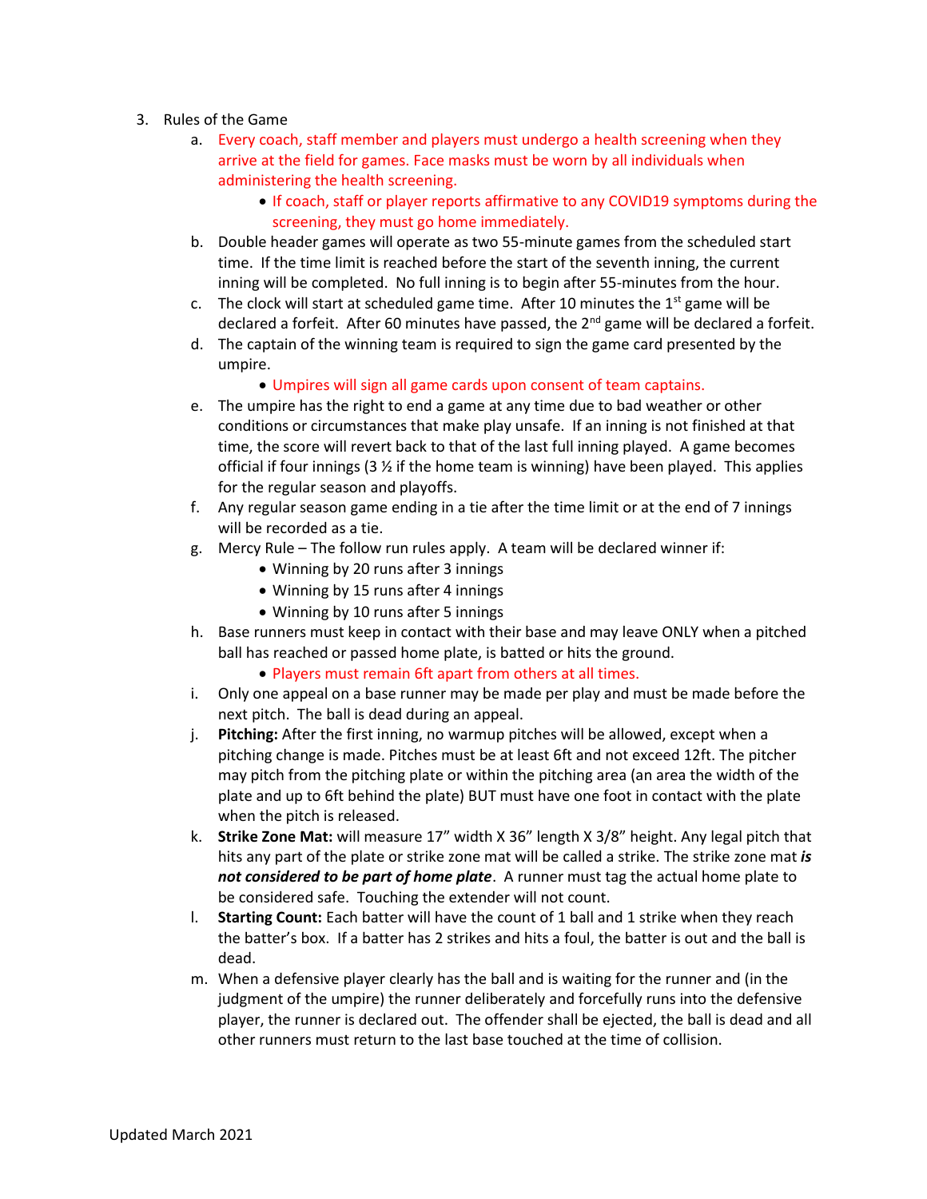3. Rules of the Game
   a. Every coach, staff member and players must undergo a health screening when they arrive at the field for games. Face masks must be worn by all individuals when administering the health screening.
      - If coach, staff or player reports affirmative to any COVID19 symptoms during the screening, they must go home immediately.
   b. Double header games will operate as two 55-minute games from the scheduled start time. If the time limit is reached before the start of the seventh inning, the current inning will be completed. No full inning is to begin after 55-minutes from the hour.
   c. The clock will start at scheduled game time. After 10 minutes the 1st game will be declared a forfeit. After 60 minutes have passed, the 2nd game will be declared a forfeit.
   d. The captain of the winning team is required to sign the game card presented by the umpire.
      - Umpires will sign all game cards upon consent of team captains.
   e. The umpire has the right to end a game at any time due to bad weather or other conditions or circumstances that make play unsafe. If an inning is not finished at that time, the score will revert back to that of the last full inning played. A game becomes official if four innings (3 ½ if the home team is winning) have been played. This applies for the regular season and playoffs.
   f. Any regular season game ending in a tie after the time limit or at the end of 7 innings will be recorded as a tie.
   g. Mercy Rule – The follow run rules apply. A team will be declared winner if:
      - Winning by 20 runs after 3 innings
      - Winning by 15 runs after 4 innings
      - Winning by 10 runs after 5 innings
   h. Base runners must keep in contact with their base and may leave ONLY when a pitched ball has reached or passed home plate, is batted or hits the ground.
      - Players must remain 6ft apart from others at all times.
   i. Only one appeal on a base runner may be made per play and must be made before the next pitch. The ball is dead during an appeal.
   j. **Pitching:** After the first inning, no warmup pitches will be allowed, except when a pitching change is made. Pitches must be at least 6ft and not exceed 12ft. The pitcher may pitch from the pitching plate or within the pitching area (an area the width of the plate and up to 6ft behind the plate) BUT must have one foot in contact with the plate when the pitch is released.
   k. **Strike Zone Mat:** will measure 17" width X 36" length X 3/8" height. Any legal pitch that hits any part of the plate or strike zone mat will be called a strike. The strike zone mat ***is not considered to be part of home plate***. A runner must tag the actual home plate to be considered safe. Touching the extender will not count.
   l. **Starting Count:** Each batter will have the count of 1 ball and 1 strike when they reach the batter's box. If a batter has 2 strikes and hits a foul, the batter is out and the ball is dead.
   m. When a defensive player clearly has the ball and is waiting for the runner and (in the judgment of the umpire) the runner deliberately and forcefully runs into the defensive player, the runner is declared out. The offender shall be ejected, the ball is dead and all other runners must return to the last base touched at the time of collision.

Updated March 2021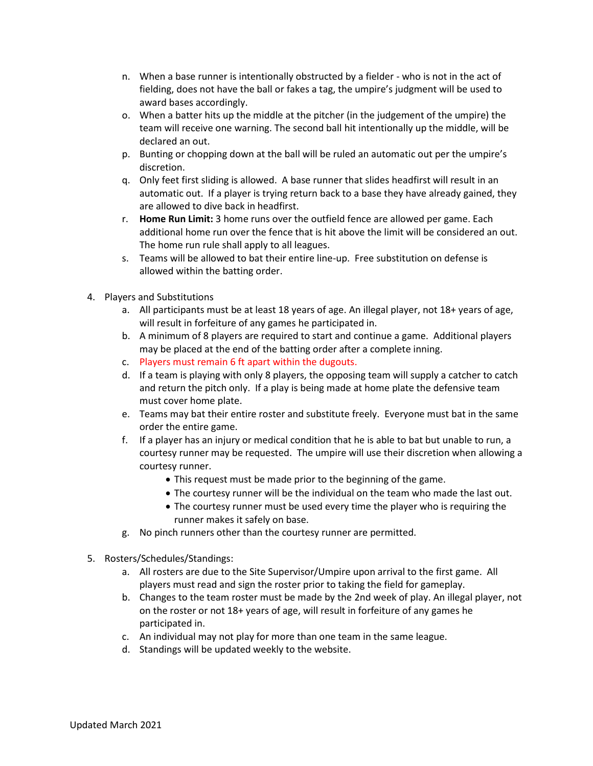n. When a base runner is intentionally obstructed by a fielder - who is not in the act of fielding, does not have the ball or fakes a tag, the umpire's judgment will be used to award bases accordingly.

o. When a batter hits up the middle at the pitcher (in the judgement of the umpire) the team will receive one warning. The second ball hit intentionally up the middle, will be declared an out.

p. Bunting or chopping down at the ball will be ruled an automatic out per the umpire's discretion.

q. Only feet first sliding is allowed. A base runner that slides headfirst will result in an automatic out. If a player is trying return back to a base they have already gained, they are allowed to dive back in headfirst.

r. **Home Run Limit:** 3 home runs over the outfield fence are allowed per game. Each additional home run over the fence that is hit above the limit will be considered an out. The home run rule shall apply to all leagues.

s. Teams will be allowed to bat their entire line-up. Free substitution on defense is allowed within the batting order.

4. Players and Substitutions
   a. All participants must be at least 18 years of age. An illegal player, not 18+ years of age, will result in forfeiture of any games he participated in.
   b. A minimum of 8 players are required to start and continue a game. Additional players may be placed at the end of the batting order after a complete inning.
   c. Players must remain 6 ft apart within the dugouts.
   d. If a team is playing with only 8 players, the opposing team will supply a catcher to catch and return the pitch only. If a play is being made at home plate the defensive team must cover home plate.
   e. Teams may bat their entire roster and substitute freely. Everyone must bat in the same order the entire game.
   f. If a player has an injury or medical condition that he is able to bat but unable to run, a courtesy runner may be requested. The umpire will use their discretion when allowing a courtesy runner.
      - This request must be made prior to the beginning of the game.
      - The courtesy runner will be the individual on the team who made the last out.
      - The courtesy runner must be used every time the player who is requiring the runner makes it safely on base.
   g. No pinch runners other than the courtesy runner are permitted.

5. Rosters/Schedules/Standings:
   a. All rosters are due to the Site Supervisor/Umpire upon arrival to the first game. All players must read and sign the roster prior to taking the field for gameplay.
   b. Changes to the team roster must be made by the 2nd week of play. An illegal player, not on the roster or not 18+ years of age, will result in forfeiture of any games he participated in.
   c. An individual may not play for more than one team in the same league.
   d. Standings will be updated weekly to the website.

Updated March 2021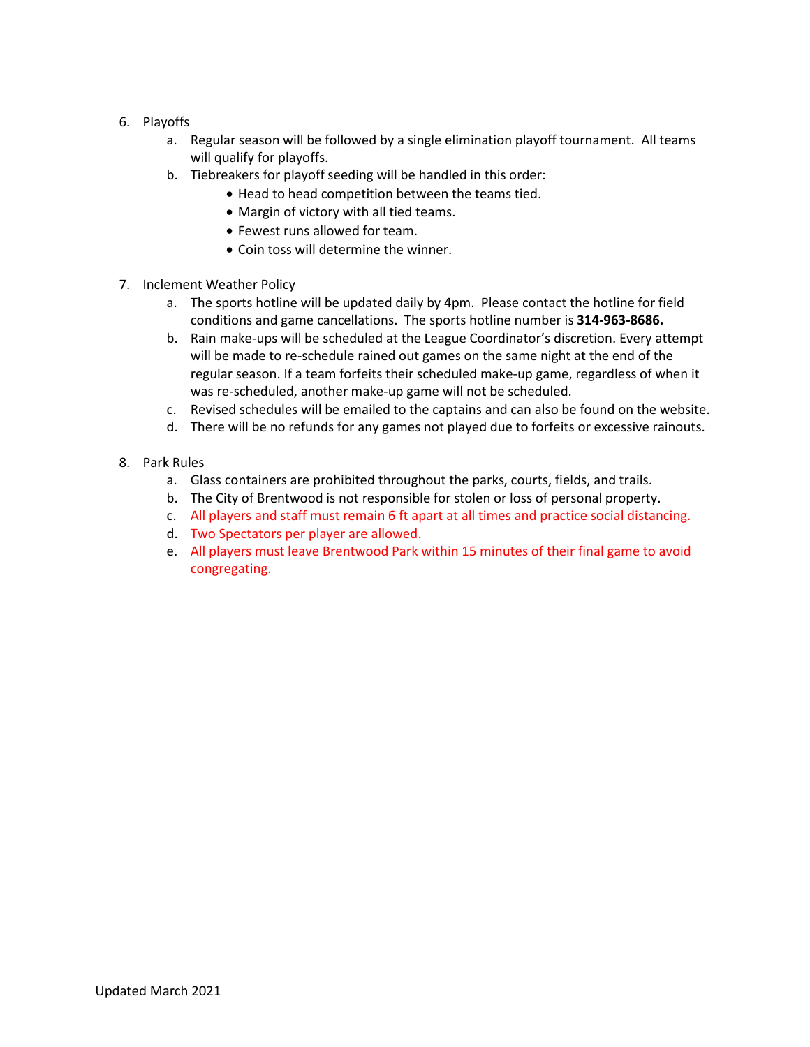6. Playoffs
    a. Regular season will be followed by a single elimination playoff tournament. All teams will qualify for playoffs.
    b. Tiebreakers for playoff seeding will be handled in this order:
        - Head to head competition between the teams tied.
        - Margin of victory with all tied teams.
        - Fewest runs allowed for team.
        - Coin toss will determine the winner.

7. Inclement Weather Policy
    a. The sports hotline will be updated daily by 4pm. Please contact the hotline for field conditions and game cancellations. The sports hotline number is **314-963-8686.**
    b. Rain make-ups will be scheduled at the League Coordinator's discretion. Every attempt will be made to re-schedule rained out games on the same night at the end of the regular season. If a team forfeits their scheduled make-up game, regardless of when it was re-scheduled, another make-up game will not be scheduled.
    c. Revised schedules will be emailed to the captains and can also be found on the website.
    d. There will be no refunds for any games not played due to forfeits or excessive rainouts.

8. Park Rules
    a. Glass containers are prohibited throughout the parks, courts, fields, and trails.
    b. The City of Brentwood is not responsible for stolen or loss of personal property.
    c. All players and staff must remain 6 ft apart at all times and practice social distancing.
    d. Two Spectators per player are allowed.
    e. All players must leave Brentwood Park within 15 minutes of their final game to avoid congregating.

Updated March 2021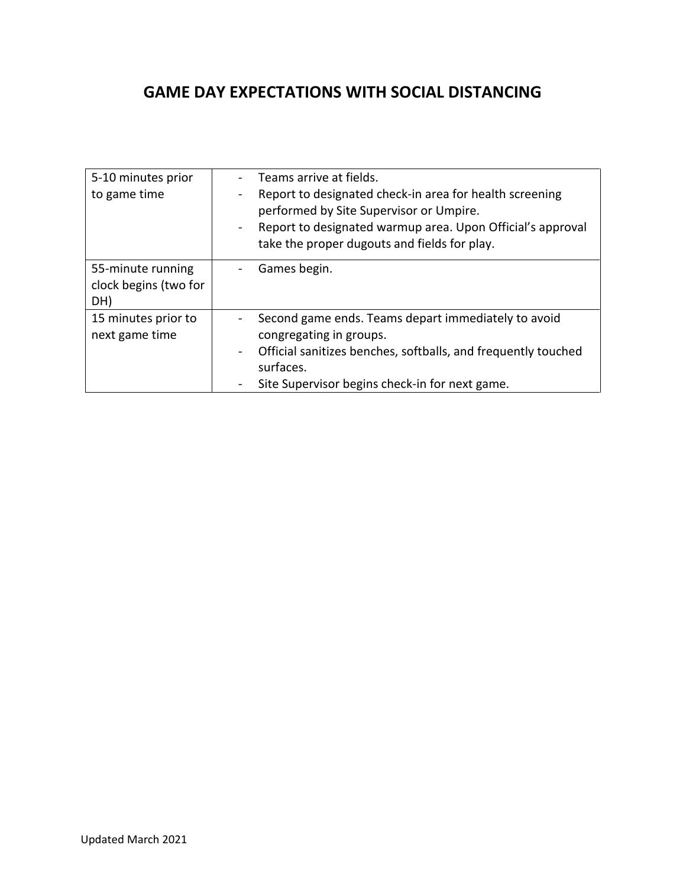# GAME DAY EXPECTATIONS WITH SOCIAL DISTANCING

| | |
|---|---|
| 5-10 minutes prior to game time | - Teams arrive at fields.<br>- Report to designated check-in area for health screening performed by Site Supervisor or Umpire.<br>- Report to designated warmup area. Upon Official's approval take the proper dugouts and fields for play. |
| 55-minute running clock begins (two for DH) | - Games begin. |
| 15 minutes prior to next game time | - Second game ends. Teams depart immediately to avoid congregating in groups.<br>- Official sanitizes benches, softballs, and frequently touched surfaces.<br>- Site Supervisor begins check-in for next game. |

Updated March 2021